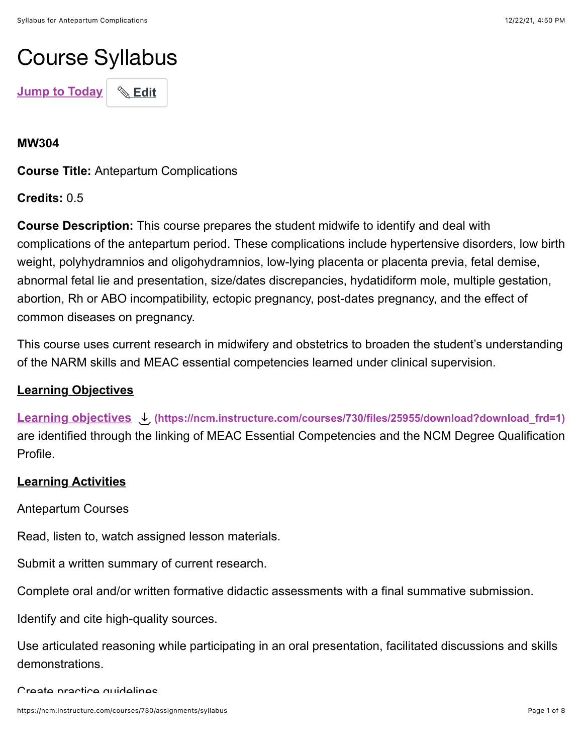# Course Syllabus

Jump to Today Edit

**MW304**

**Course Title:** Antepartum Complications

**Credits:** 0.5

**Course Description:** This course prepares the student midwife to identify and deal with complications of the antepartum period. These complications include hypertensive disorders, low birth weight, polyhydramnios and oligohydramnios, low-lying placenta or placenta previa, fetal demise, abnormal fetal lie and presentation, size/dates discrepancies, hydatidiform mole, multiple gestation, abortion, Rh or ABO incompatibility, ectopic pregnancy, post-dates pregnancy, and the effect of common diseases on pregnancy.

This course uses current research in midwifery and obstetrics to broaden the student's understanding of the NARM skills and MEAC essential competencies learned under clinical supervision.

## Learning Objectives

Learning objectives (https://ncm.instructure.com/courses/730/files/25955/download?download_frd=1) are identified through the linking of MEAC Essential Competencies and the NCM Degree Qualification Profile.

## Learning Activities

Antepartum Courses

Read, listen to, watch assigned lesson materials.

Submit a written summary of current research.

Complete oral and/or written formative didactic assessments with a final summative submission.

Identify and cite high-quality sources.

Use articulated reasoning while participating in an oral presentation, facilitated discussions and skills demonstrations.

Create practice guidelines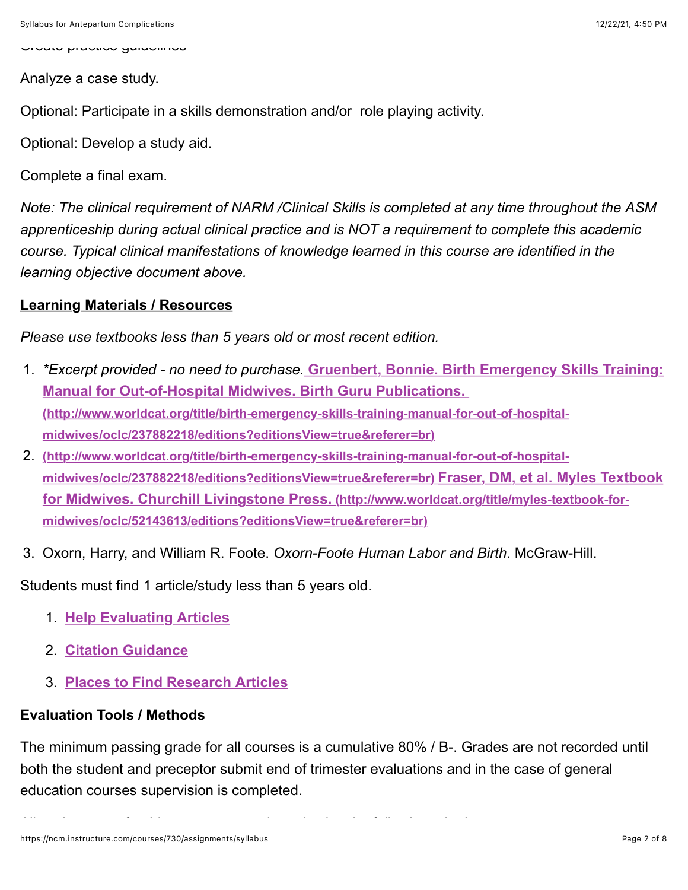Create practice guidelines

Analyze a case study.

Optional: Participate in a skills demonstration and/or role playing activity.

Optional: Develop a study aid.

Complete a final exam.

*Note: The clinical requirement of NARM /Clinical Skills is completed at any time throughout the ASM apprenticeship during actual clinical practice and is NOT a requirement to complete this academic course. Typical clinical manifestations of knowledge learned in this course are identified in the learning objective document above.*

## Learning Materials / Resources

*Please use textbooks less than 5 years old or most recent edition.*

1. **Excerpt provided - no need to purchase.* **Gruenbert, Bonnie. Birth Emergency Skills Training: Manual for Out-of-Hospital Midwives. Birth Guru Publications. (http://www.worldcat.org/title/birth-emergency-skills-training-manual-for-out-of-hospital-midwives/oclc/237882218/editions?editionsView=true&referer=br)**
2. **(http://www.worldcat.org/title/birth-emergency-skills-training-manual-for-out-of-hospital-midwives/oclc/237882218/editions?editionsView=true&referer=br) Fraser, DM, et al. Myles Textbook for Midwives. Churchill Livingstone Press. (http://www.worldcat.org/title/myles-textbook-for-midwives/oclc/52143613/editions?editionsView=true&referer=br)**
3. Oxorn, Harry, and William R. Foote. *Oxorn-Foote Human Labor and Birth*. McGraw-Hill.

Students must find 1 article/study less than 5 years old.

1. **Help Evaluating Articles**
2. **Citation Guidance**
3. **Places to Find Research Articles**

### Evaluation Tools / Methods

The minimum passing grade for all courses is a cumulative 80% / B-. Grades are not recorded until both the student and preceptor submit end of trimester evaluations and in the case of general education courses supervision is completed.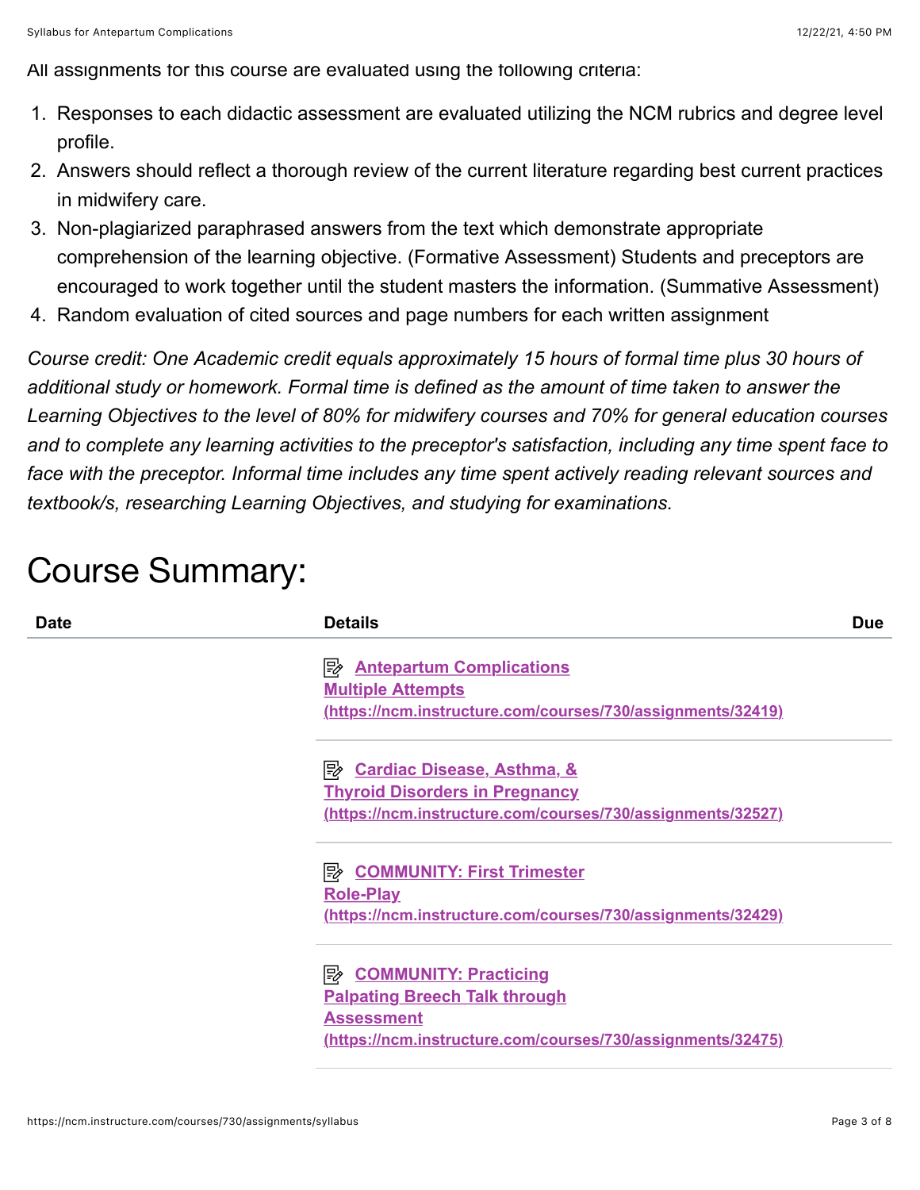All assignments for this course are evaluated using the following criteria:

1. Responses to each didactic assessment are evaluated utilizing the NCM rubrics and degree level profile.
2. Answers should reflect a thorough review of the current literature regarding best current practices in midwifery care.
3. Non-plagiarized paraphrased answers from the text which demonstrate appropriate comprehension of the learning objective. (Formative Assessment) Students and preceptors are encouraged to work together until the student masters the information. (Summative Assessment)
4. Random evaluation of cited sources and page numbers for each written assignment

*Course credit: One Academic credit equals approximately 15 hours of formal time plus 30 hours of additional study or homework. Formal time is defined as the amount of time taken to answer the Learning Objectives to the level of 80% for midwifery courses and 70% for general education courses and to complete any learning activities to the preceptor's satisfaction, including any time spent face to face with the preceptor. Informal time includes any time spent actively reading relevant sources and textbook/s, researching Learning Objectives, and studying for examinations.*

# Course Summary:

| Date | Details | Due |
|---|---|---|
| | **Antepartum Complications Multiple Attempts (https://ncm.instructure.com/courses/730/assignments/32419)** | |
| | **Cardiac Disease, Asthma, & Thyroid Disorders in Pregnancy (https://ncm.instructure.com/courses/730/assignments/32527)** | |
| | **COMMUNITY: First Trimester Role-Play (https://ncm.instructure.com/courses/730/assignments/32429)** | |
| | **COMMUNITY: Practicing Palpating Breech Talk through Assessment (https://ncm.instructure.com/courses/730/assignments/32475)** | |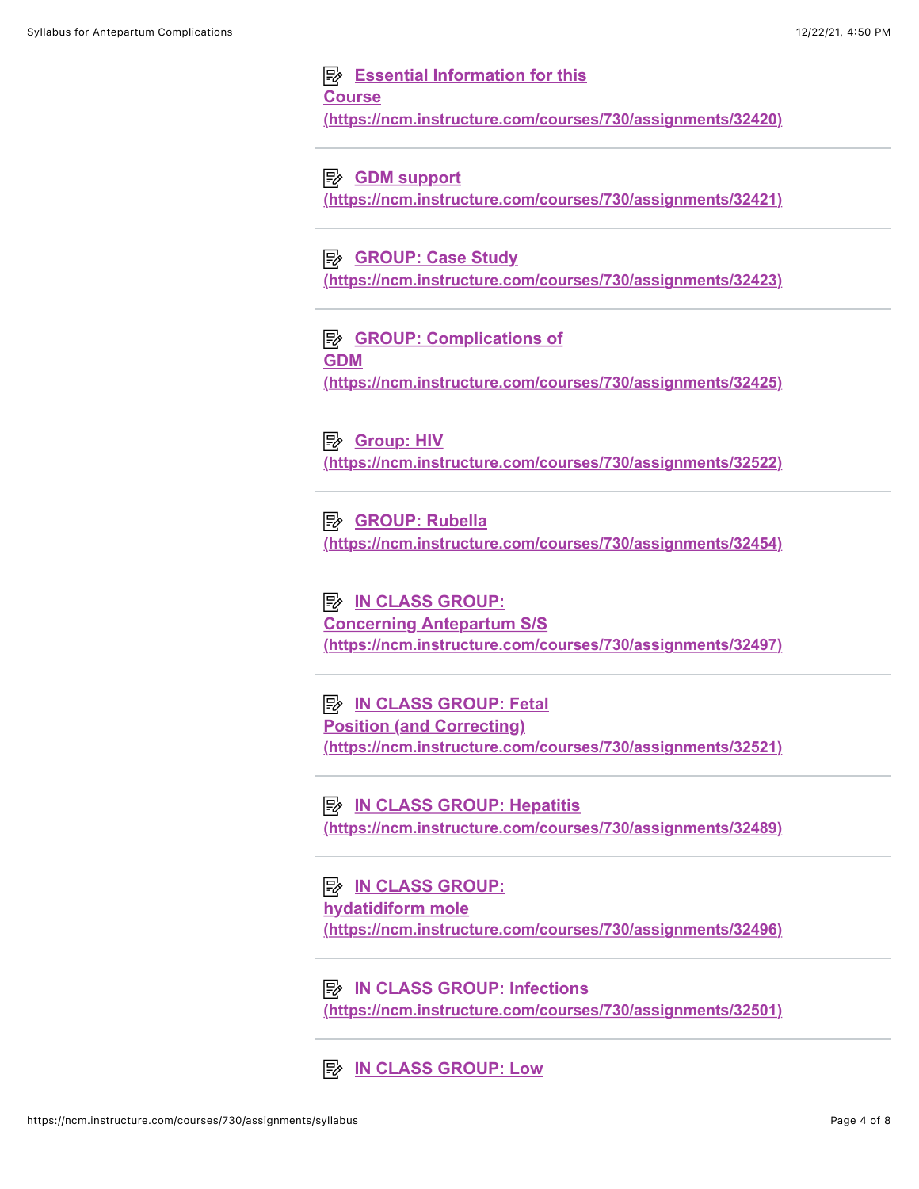[Essential Information for this Course](https://ncm.instructure.com/courses/730/assignments/32420)
(https://ncm.instructure.com/courses/730/assignments/32420)

---

[GDM support](https://ncm.instructure.com/courses/730/assignments/32421)
(https://ncm.instructure.com/courses/730/assignments/32421)

---

[GROUP: Case Study](https://ncm.instructure.com/courses/730/assignments/32423)
(https://ncm.instructure.com/courses/730/assignments/32423)

---

[GROUP: Complications of GDM](https://ncm.instructure.com/courses/730/assignments/32425)
(https://ncm.instructure.com/courses/730/assignments/32425)

---

[Group: HIV](https://ncm.instructure.com/courses/730/assignments/32522)
(https://ncm.instructure.com/courses/730/assignments/32522)

---

[GROUP: Rubella](https://ncm.instructure.com/courses/730/assignments/32454)
(https://ncm.instructure.com/courses/730/assignments/32454)

---

[IN CLASS GROUP: Concerning Antepartum S/S](https://ncm.instructure.com/courses/730/assignments/32497)
(https://ncm.instructure.com/courses/730/assignments/32497)

---

[IN CLASS GROUP: Fetal Position (and Correcting)](https://ncm.instructure.com/courses/730/assignments/32521)
(https://ncm.instructure.com/courses/730/assignments/32521)

---

[IN CLASS GROUP: Hepatitis](https://ncm.instructure.com/courses/730/assignments/32489)
(https://ncm.instructure.com/courses/730/assignments/32489)

---

[IN CLASS GROUP: hydatidiform mole](https://ncm.instructure.com/courses/730/assignments/32496)
(https://ncm.instructure.com/courses/730/assignments/32496)

---

[IN CLASS GROUP: Infections](https://ncm.instructure.com/courses/730/assignments/32501)
(https://ncm.instructure.com/courses/730/assignments/32501)

---

IN CLASS GROUP: Low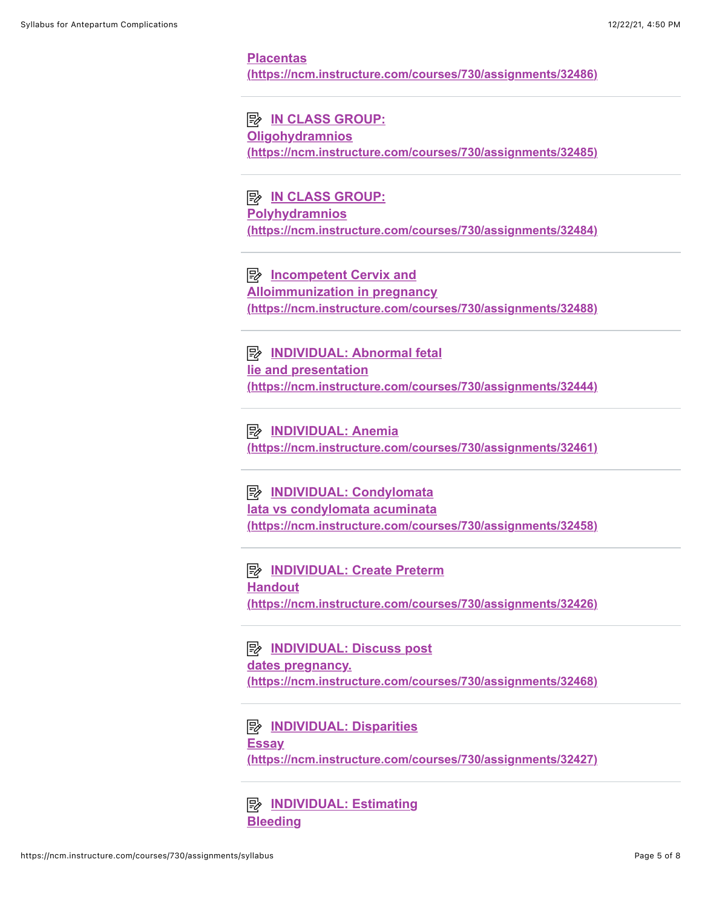[Placentas (https://ncm.instructure.com/courses/730/assignments/32486)](https://ncm.instructure.com/courses/730/assignments/32486)

---

[IN CLASS GROUP: Oligohydramnios (https://ncm.instructure.com/courses/730/assignments/32485)](https://ncm.instructure.com/courses/730/assignments/32485)

---

[IN CLASS GROUP: Polyhydramnios (https://ncm.instructure.com/courses/730/assignments/32484)](https://ncm.instructure.com/courses/730/assignments/32484)

---

[Incompetent Cervix and Alloimmunization in pregnancy (https://ncm.instructure.com/courses/730/assignments/32488)](https://ncm.instructure.com/courses/730/assignments/32488)

---

[INDIVIDUAL: Abnormal fetal lie and presentation (https://ncm.instructure.com/courses/730/assignments/32444)](https://ncm.instructure.com/courses/730/assignments/32444)

---

[INDIVIDUAL: Anemia (https://ncm.instructure.com/courses/730/assignments/32461)](https://ncm.instructure.com/courses/730/assignments/32461)

---

[INDIVIDUAL: Condylomata lata vs condylomata acuminata (https://ncm.instructure.com/courses/730/assignments/32458)](https://ncm.instructure.com/courses/730/assignments/32458)

---

[INDIVIDUAL: Create Preterm Handout (https://ncm.instructure.com/courses/730/assignments/32426)](https://ncm.instructure.com/courses/730/assignments/32426)

---

[INDIVIDUAL: Discuss post dates pregnancy. (https://ncm.instructure.com/courses/730/assignments/32468)](https://ncm.instructure.com/courses/730/assignments/32468)

---

[INDIVIDUAL: Disparities Essay (https://ncm.instructure.com/courses/730/assignments/32427)](https://ncm.instructure.com/courses/730/assignments/32427)

---

INDIVIDUAL: Estimating Bleeding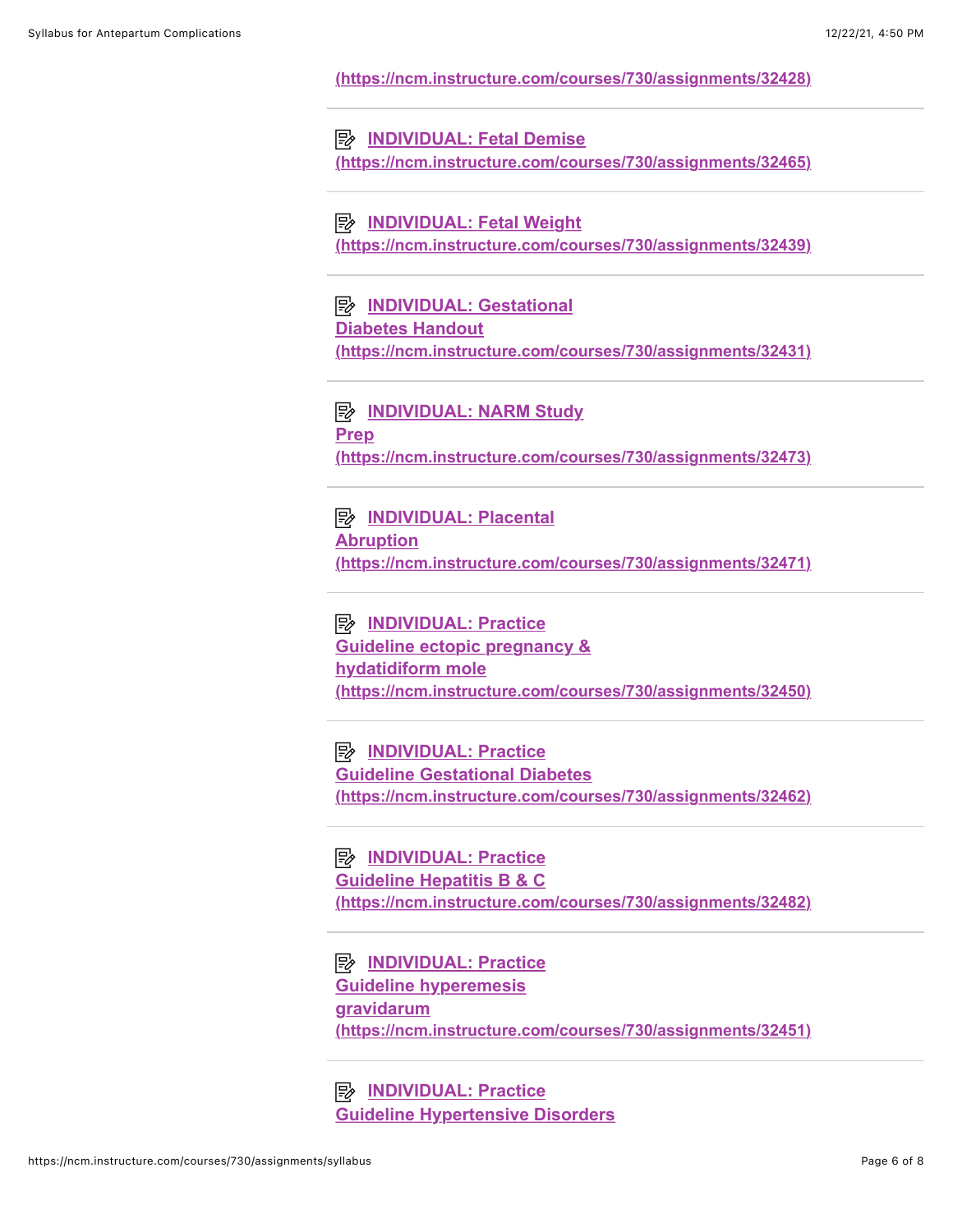(https://ncm.instructure.com/courses/730/assignments/32428)

---

[INDIVIDUAL: Fetal Demise](https://ncm.instructure.com/courses/730/assignments/32465)
(https://ncm.instructure.com/courses/730/assignments/32465)

---

[INDIVIDUAL: Fetal Weight](https://ncm.instructure.com/courses/730/assignments/32439)
(https://ncm.instructure.com/courses/730/assignments/32439)

---

[INDIVIDUAL: Gestational Diabetes Handout](https://ncm.instructure.com/courses/730/assignments/32431)
(https://ncm.instructure.com/courses/730/assignments/32431)

---

[INDIVIDUAL: NARM Study Prep](https://ncm.instructure.com/courses/730/assignments/32473)
(https://ncm.instructure.com/courses/730/assignments/32473)

---

[INDIVIDUAL: Placental Abruption](https://ncm.instructure.com/courses/730/assignments/32471)
(https://ncm.instructure.com/courses/730/assignments/32471)

---

[INDIVIDUAL: Practice Guideline ectopic pregnancy & hydatidiform mole](https://ncm.instructure.com/courses/730/assignments/32450)
(https://ncm.instructure.com/courses/730/assignments/32450)

---

[INDIVIDUAL: Practice Guideline Gestational Diabetes](https://ncm.instructure.com/courses/730/assignments/32462)
(https://ncm.instructure.com/courses/730/assignments/32462)

---

[INDIVIDUAL: Practice Guideline Hepatitis B & C](https://ncm.instructure.com/courses/730/assignments/32482)
(https://ncm.instructure.com/courses/730/assignments/32482)

---

[INDIVIDUAL: Practice Guideline hyperemesis gravidarum](https://ncm.instructure.com/courses/730/assignments/32451)
(https://ncm.instructure.com/courses/730/assignments/32451)

---

INDIVIDUAL: Practice Guideline Hypertensive Disorders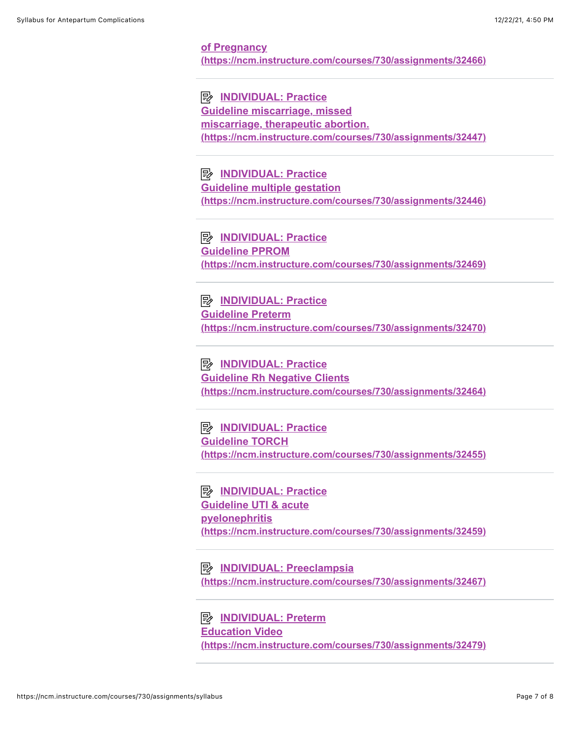[of Pregnancy](https://ncm.instructure.com/courses/730/assignments/32466)
(https://ncm.instructure.com/courses/730/assignments/32466)

---

[INDIVIDUAL: Practice Guideline miscarriage, missed miscarriage, therapeutic abortion.](https://ncm.instructure.com/courses/730/assignments/32447)
(https://ncm.instructure.com/courses/730/assignments/32447)

---

[INDIVIDUAL: Practice Guideline multiple gestation](https://ncm.instructure.com/courses/730/assignments/32446)
(https://ncm.instructure.com/courses/730/assignments/32446)

---

[INDIVIDUAL: Practice Guideline PPROM](https://ncm.instructure.com/courses/730/assignments/32469)
(https://ncm.instructure.com/courses/730/assignments/32469)

---

[INDIVIDUAL: Practice Guideline Preterm](https://ncm.instructure.com/courses/730/assignments/32470)
(https://ncm.instructure.com/courses/730/assignments/32470)

---

[INDIVIDUAL: Practice Guideline Rh Negative Clients](https://ncm.instructure.com/courses/730/assignments/32464)
(https://ncm.instructure.com/courses/730/assignments/32464)

---

[INDIVIDUAL: Practice Guideline TORCH](https://ncm.instructure.com/courses/730/assignments/32455)
(https://ncm.instructure.com/courses/730/assignments/32455)

---

[INDIVIDUAL: Practice Guideline UTI & acute pyelonephritis](https://ncm.instructure.com/courses/730/assignments/32459)
(https://ncm.instructure.com/courses/730/assignments/32459)

---

[INDIVIDUAL: Preeclampsia](https://ncm.instructure.com/courses/730/assignments/32467)
(https://ncm.instructure.com/courses/730/assignments/32467)

---

[INDIVIDUAL: Preterm Education Video](https://ncm.instructure.com/courses/730/assignments/32479)
(https://ncm.instructure.com/courses/730/assignments/32479)

---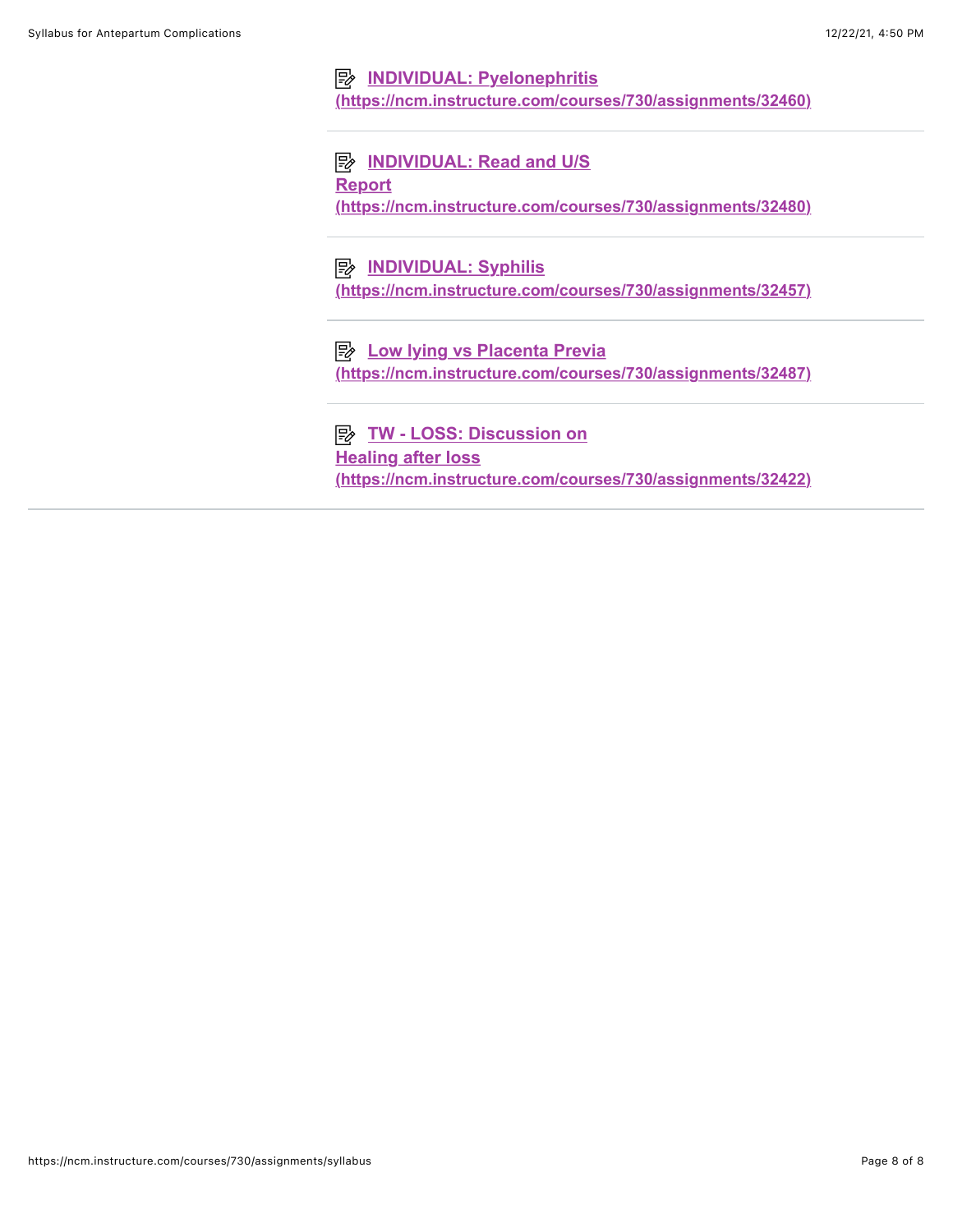**INDIVIDUAL: Pyelonephritis (https://ncm.instructure.com/courses/730/assignments/32460)**

---

**INDIVIDUAL: Read and U/S Report (https://ncm.instructure.com/courses/730/assignments/32480)**

---

**INDIVIDUAL: Syphilis (https://ncm.instructure.com/courses/730/assignments/32457)**

---

**Low lying vs Placenta Previa (https://ncm.instructure.com/courses/730/assignments/32487)**

---

**TW - LOSS: Discussion on Healing after loss (https://ncm.instructure.com/courses/730/assignments/32422)**